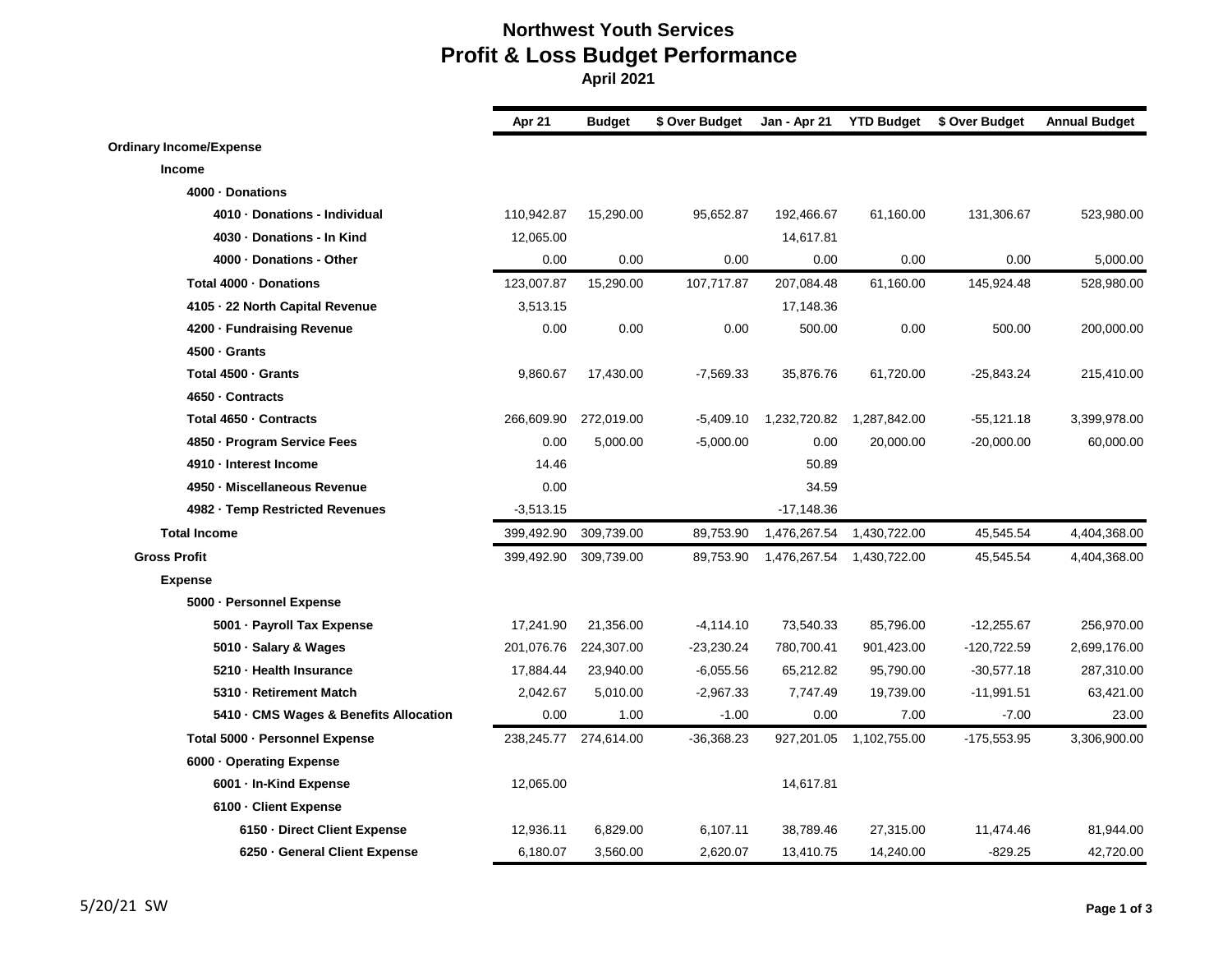# Northwest Youth Services

## Profit & Loss Budget Performance

**April 2021**

| | Apr 21 | Budget | $ Over Budget | Jan - Apr 21 | YTD Budget | $ Over Budget | Annual Budget |
|---|---|---|---|---|---|---|---|
| **Ordinary Income/Expense** | | | | | | | |
| **Income** | | | | | | | |
| **4000 · Donations** | | | | | | | |
| **4010 · Donations - Individual** | 110,942.87 | 15,290.00 | 95,652.87 | 192,466.67 | 61,160.00 | 131,306.67 | 523,980.00 |
| **4030 · Donations - In Kind** | 12,065.00 | | | 14,617.81 | | | |
| **4000 · Donations - Other** | 0.00 | 0.00 | 0.00 | 0.00 | 0.00 | 0.00 | 5,000.00 |
| **Total 4000 · Donations** | 123,007.87 | 15,290.00 | 107,717.87 | 207,084.48 | 61,160.00 | 145,924.48 | 528,980.00 |
| **4105 · 22 North Capital Revenue** | 3,513.15 | | | 17,148.36 | | | |
| **4200 · Fundraising Revenue** | 0.00 | 0.00 | 0.00 | 500.00 | 0.00 | 500.00 | 200,000.00 |
| **4500 · Grants** | | | | | | | |
| **Total 4500 · Grants** | 9,860.67 | 17,430.00 | -7,569.33 | 35,876.76 | 61,720.00 | -25,843.24 | 215,410.00 |
| **4650 · Contracts** | | | | | | | |
| **Total 4650 · Contracts** | 266,609.90 | 272,019.00 | -5,409.10 | 1,232,720.82 | 1,287,842.00 | -55,121.18 | 3,399,978.00 |
| **4850 · Program Service Fees** | 0.00 | 5,000.00 | -5,000.00 | 0.00 | 20,000.00 | -20,000.00 | 60,000.00 |
| **4910 · Interest Income** | 14.46 | | | 50.89 | | | |
| **4950 · Miscellaneous Revenue** | 0.00 | | | 34.59 | | | |
| **4982 · Temp Restricted Revenues** | -3,513.15 | | | -17,148.36 | | | |
| **Total Income** | 399,492.90 | 309,739.00 | 89,753.90 | 1,476,267.54 | 1,430,722.00 | 45,545.54 | 4,404,368.00 |
| **Gross Profit** | 399,492.90 | 309,739.00 | 89,753.90 | 1,476,267.54 | 1,430,722.00 | 45,545.54 | 4,404,368.00 |
| **Expense** | | | | | | | |
| **5000 · Personnel Expense** | | | | | | | |
| **5001 · Payroll Tax Expense** | 17,241.90 | 21,356.00 | -4,114.10 | 73,540.33 | 85,796.00 | -12,255.67 | 256,970.00 |
| **5010 · Salary & Wages** | 201,076.76 | 224,307.00 | -23,230.24 | 780,700.41 | 901,423.00 | -120,722.59 | 2,699,176.00 |
| **5210 · Health Insurance** | 17,884.44 | 23,940.00 | -6,055.56 | 65,212.82 | 95,790.00 | -30,577.18 | 287,310.00 |
| **5310 · Retirement Match** | 2,042.67 | 5,010.00 | -2,967.33 | 7,747.49 | 19,739.00 | -11,991.51 | 63,421.00 |
| **5410 · CMS Wages & Benefits Allocation** | 0.00 | 1.00 | -1.00 | 0.00 | 7.00 | -7.00 | 23.00 |
| **Total 5000 · Personnel Expense** | 238,245.77 | 274,614.00 | -36,368.23 | 927,201.05 | 1,102,755.00 | -175,553.95 | 3,306,900.00 |
| **6000 · Operating Expense** | | | | | | | |
| **6001 · In-Kind Expense** | 12,065.00 | | | 14,617.81 | | | |
| **6100 · Client Expense** | | | | | | | |
| **6150 · Direct Client Expense** | 12,936.11 | 6,829.00 | 6,107.11 | 38,789.46 | 27,315.00 | 11,474.46 | 81,944.00 |
| **6250 · General Client Expense** | 6,180.07 | 3,560.00 | 2,620.07 | 13,410.75 | 14,240.00 | -829.25 | 42,720.00 |

5/20/21 SW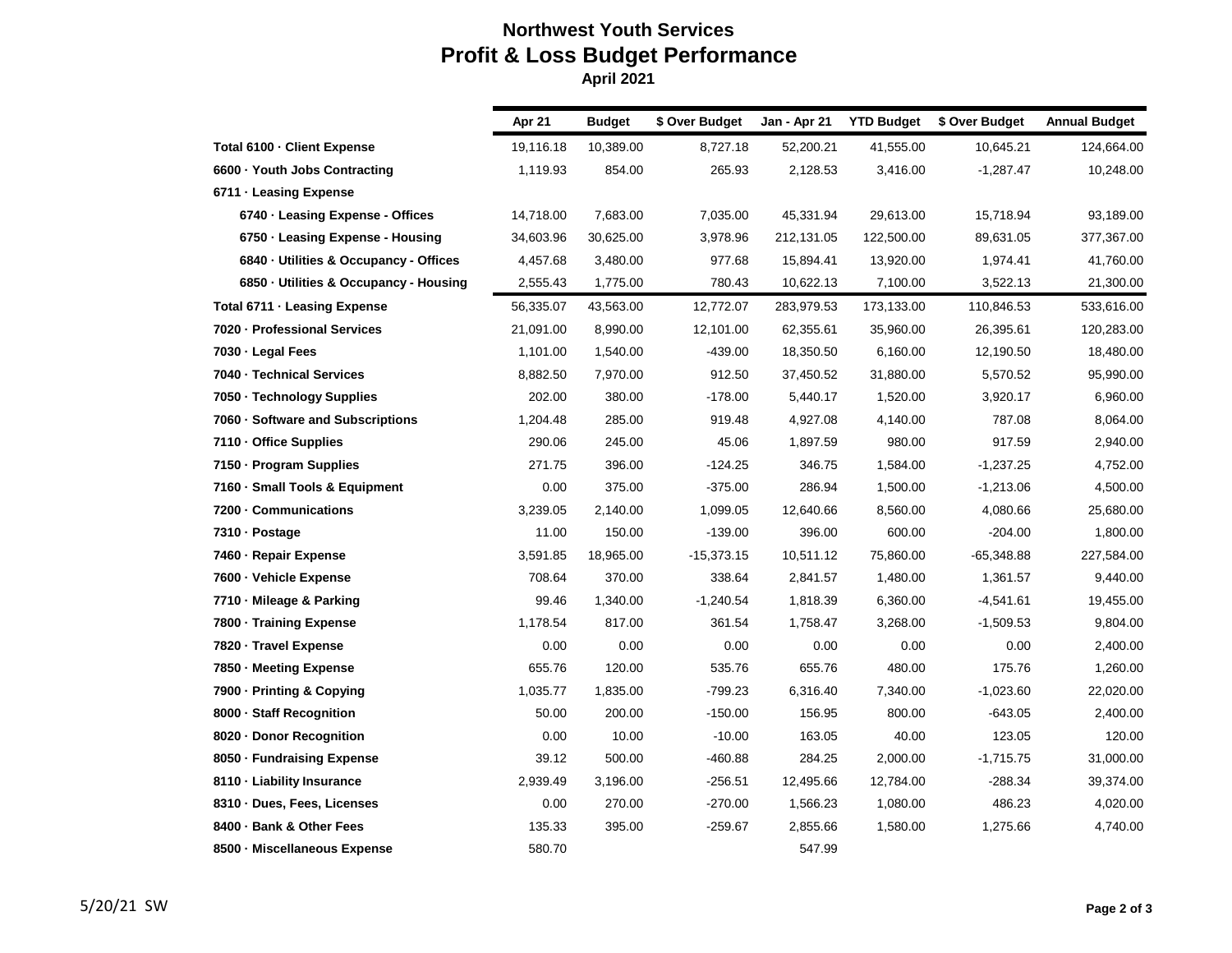# Northwest Youth Services

## Profit & Loss Budget Performance

### April 2021

| | Apr 21 | Budget | $ Over Budget | Jan - Apr 21 | YTD Budget | $ Over Budget | Annual Budget |
|---|---|---|---|---|---|---|---|
| **Total 6100 · Client Expense** | 19,116.18 | 10,389.00 | 8,727.18 | 52,200.21 | 41,555.00 | 10,645.21 | 124,664.00 |
| **6600 · Youth Jobs Contracting** | 1,119.93 | 854.00 | 265.93 | 2,128.53 | 3,416.00 | -1,287.47 | 10,248.00 |
| **6711 · Leasing Expense** | | | | | | | |
| **6740 · Leasing Expense - Offices** | 14,718.00 | 7,683.00 | 7,035.00 | 45,331.94 | 29,613.00 | 15,718.94 | 93,189.00 |
| **6750 · Leasing Expense - Housing** | 34,603.96 | 30,625.00 | 3,978.96 | 212,131.05 | 122,500.00 | 89,631.05 | 377,367.00 |
| **6840 · Utilities & Occupancy - Offices** | 4,457.68 | 3,480.00 | 977.68 | 15,894.41 | 13,920.00 | 1,974.41 | 41,760.00 |
| **6850 · Utilities & Occupancy - Housing** | 2,555.43 | 1,775.00 | 780.43 | 10,622.13 | 7,100.00 | 3,522.13 | 21,300.00 |
| **Total 6711 · Leasing Expense** | 56,335.07 | 43,563.00 | 12,772.07 | 283,979.53 | 173,133.00 | 110,846.53 | 533,616.00 |
| **7020 · Professional Services** | 21,091.00 | 8,990.00 | 12,101.00 | 62,355.61 | 35,960.00 | 26,395.61 | 120,283.00 |
| **7030 · Legal Fees** | 1,101.00 | 1,540.00 | -439.00 | 18,350.50 | 6,160.00 | 12,190.50 | 18,480.00 |
| **7040 · Technical Services** | 8,882.50 | 7,970.00 | 912.50 | 37,450.52 | 31,880.00 | 5,570.52 | 95,990.00 |
| **7050 · Technology Supplies** | 202.00 | 380.00 | -178.00 | 5,440.17 | 1,520.00 | 3,920.17 | 6,960.00 |
| **7060 · Software and Subscriptions** | 1,204.48 | 285.00 | 919.48 | 4,927.08 | 4,140.00 | 787.08 | 8,064.00 |
| **7110 · Office Supplies** | 290.06 | 245.00 | 45.06 | 1,897.59 | 980.00 | 917.59 | 2,940.00 |
| **7150 · Program Supplies** | 271.75 | 396.00 | -124.25 | 346.75 | 1,584.00 | -1,237.25 | 4,752.00 |
| **7160 · Small Tools & Equipment** | 0.00 | 375.00 | -375.00 | 286.94 | 1,500.00 | -1,213.06 | 4,500.00 |
| **7200 · Communications** | 3,239.05 | 2,140.00 | 1,099.05 | 12,640.66 | 8,560.00 | 4,080.66 | 25,680.00 |
| **7310 · Postage** | 11.00 | 150.00 | -139.00 | 396.00 | 600.00 | -204.00 | 1,800.00 |
| **7460 · Repair Expense** | 3,591.85 | 18,965.00 | -15,373.15 | 10,511.12 | 75,860.00 | -65,348.88 | 227,584.00 |
| **7600 · Vehicle Expense** | 708.64 | 370.00 | 338.64 | 2,841.57 | 1,480.00 | 1,361.57 | 9,440.00 |
| **7710 · Mileage & Parking** | 99.46 | 1,340.00 | -1,240.54 | 1,818.39 | 6,360.00 | -4,541.61 | 19,455.00 |
| **7800 · Training Expense** | 1,178.54 | 817.00 | 361.54 | 1,758.47 | 3,268.00 | -1,509.53 | 9,804.00 |
| **7820 · Travel Expense** | 0.00 | 0.00 | 0.00 | 0.00 | 0.00 | 0.00 | 2,400.00 |
| **7850 · Meeting Expense** | 655.76 | 120.00 | 535.76 | 655.76 | 480.00 | 175.76 | 1,260.00 |
| **7900 · Printing & Copying** | 1,035.77 | 1,835.00 | -799.23 | 6,316.40 | 7,340.00 | -1,023.60 | 22,020.00 |
| **8000 · Staff Recognition** | 50.00 | 200.00 | -150.00 | 156.95 | 800.00 | -643.05 | 2,400.00 |
| **8020 · Donor Recognition** | 0.00 | 10.00 | -10.00 | 163.05 | 40.00 | 123.05 | 120.00 |
| **8050 · Fundraising Expense** | 39.12 | 500.00 | -460.88 | 284.25 | 2,000.00 | -1,715.75 | 31,000.00 |
| **8110 · Liability Insurance** | 2,939.49 | 3,196.00 | -256.51 | 12,495.66 | 12,784.00 | -288.34 | 39,374.00 |
| **8310 · Dues, Fees, Licenses** | 0.00 | 270.00 | -270.00 | 1,566.23 | 1,080.00 | 486.23 | 4,020.00 |
| **8400 · Bank & Other Fees** | 135.33 | 395.00 | -259.67 | 2,855.66 | 1,580.00 | 1,275.66 | 4,740.00 |
| **8500 · Miscellaneous Expense** | 580.70 | | | 547.99 | | | |

5/20/21 SW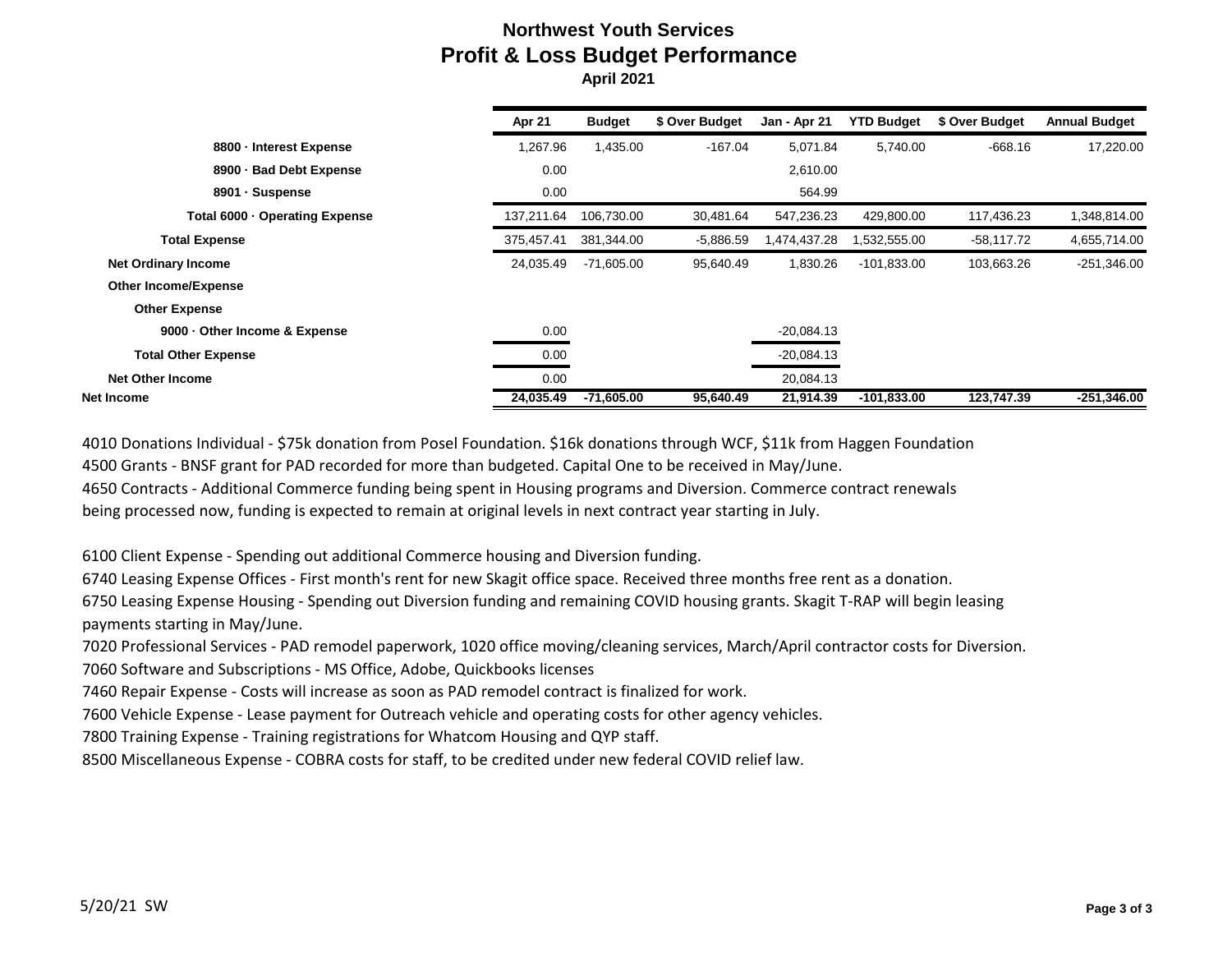# Northwest Youth Services

## Profit & Loss Budget Performance

**April 2021**

| | Apr 21 | Budget | $ Over Budget | Jan - Apr 21 | YTD Budget | $ Over Budget | Annual Budget |
|---|---|---|---|---|---|---|---|
| 8800 · Interest Expense | 1,267.96 | 1,435.00 | -167.04 | 5,071.84 | 5,740.00 | -668.16 | 17,220.00 |
| 8900 · Bad Debt Expense | 0.00 | | | 2,610.00 | | | |
| 8901 · Suspense | 0.00 | | | 564.99 | | | |
| Total 6000 · Operating Expense | 137,211.64 | 106,730.00 | 30,481.64 | 547,236.23 | 429,800.00 | 117,436.23 | 1,348,814.00 |
| Total Expense | 375,457.41 | 381,344.00 | -5,886.59 | 1,474,437.28 | 1,532,555.00 | -58,117.72 | 4,655,714.00 |
| Net Ordinary Income | 24,035.49 | -71,605.00 | 95,640.49 | 1,830.26 | -101,833.00 | 103,663.26 | -251,346.00 |
| Other Income/Expense | | | | | | | |
| Other Expense | | | | | | | |
| 9000 · Other Income & Expense | 0.00 | | | -20,084.13 | | | |
| Total Other Expense | 0.00 | | | -20,084.13 | | | |
| Net Other Income | 0.00 | | | 20,084.13 | | | |
| **Net Income** | **24,035.49** | **-71,605.00** | **95,640.49** | **21,914.39** | **-101,833.00** | **123,747.39** | **-251,346.00** |

4010 Donations Individual - $75k donation from Posel Foundation. $16k donations through WCF, $11k from Haggen Foundation
4500 Grants - BNSF grant for PAD recorded for more than budgeted. Capital One to be received in May/June.
4650 Contracts - Additional Commerce funding being spent in Housing programs and Diversion. Commerce contract renewals being processed now, funding is expected to remain at original levels in next contract year starting in July.

6100 Client Expense - Spending out additional Commerce housing and Diversion funding.
6740 Leasing Expense Offices - First month's rent for new Skagit office space. Received three months free rent as a donation.
6750 Leasing Expense Housing - Spending out Diversion funding and remaining COVID housing grants. Skagit T-RAP will begin leasing payments starting in May/June.
7020 Professional Services - PAD remodel paperwork, 1020 office moving/cleaning services, March/April contractor costs for Diversion.
7060 Software and Subscriptions - MS Office, Adobe, Quickbooks licenses
7460 Repair Expense - Costs will increase as soon as PAD remodel contract is finalized for work.
7600 Vehicle Expense - Lease payment for Outreach vehicle and operating costs for other agency vehicles.
7800 Training Expense - Training registrations for Whatcom Housing and QYP staff.
8500 Miscellaneous Expense - COBRA costs for staff, to be credited under new federal COVID relief law.

5/20/21 SW